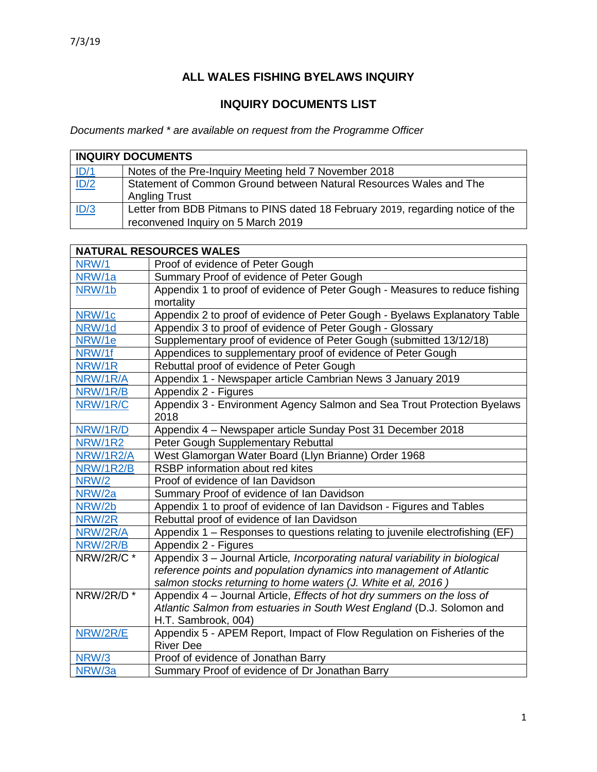7/3/19

# ALL WALES FISHING BYELAWS INQUIRY

## INQUIRY DOCUMENTS LIST

*Documents marked * are available on request from the Programme Officer*

| INQUIRY DOCUMENTS | |
|---|---|
| ID/1 | Notes of the Pre-Inquiry Meeting held 7 November 2018 |
| ID/2 | Statement of Common Ground between Natural Resources Wales and The Angling Trust |
| ID/3 | Letter from BDB Pitmans to PINS dated 18 February 2019, regarding notice of the reconvened Inquiry on 5 March 2019 |

| NATURAL RESOURCES WALES | |
|---|---|
| NRW/1 | Proof of evidence of Peter Gough |
| NRW/1a | Summary Proof of evidence of Peter Gough |
| NRW/1b | Appendix 1 to proof of evidence of Peter Gough - Measures to reduce fishing mortality |
| NRW/1c | Appendix 2 to proof of evidence of Peter Gough - Byelaws Explanatory Table |
| NRW/1d | Appendix 3 to proof of evidence of Peter Gough - Glossary |
| NRW/1e | Supplementary proof of evidence of Peter Gough (submitted 13/12/18) |
| NRW/1f | Appendices to supplementary proof of evidence of Peter Gough |
| NRW/1R | Rebuttal proof of evidence of Peter Gough |
| NRW/1R/A | Appendix 1 - Newspaper article Cambrian News 3 January 2019 |
| NRW/1R/B | Appendix 2 - Figures |
| NRW/1R/C | Appendix 3 - Environment Agency Salmon and Sea Trout Protection Byelaws 2018 |
| NRW/1R/D | Appendix 4 – Newspaper article Sunday Post 31 December 2018 |
| NRW/1R2 | Peter Gough Supplementary Rebuttal |
| NRW/1R2/A | West Glamorgan Water Board (Llyn Brianne) Order 1968 |
| NRW/1R2/B | RSBP information about red kites |
| NRW/2 | Proof of evidence of Ian Davidson |
| NRW/2a | Summary Proof of evidence of Ian Davidson |
| NRW/2b | Appendix 1 to proof of evidence of Ian Davidson - Figures and Tables |
| NRW/2R | Rebuttal proof of evidence of Ian Davidson |
| NRW/2R/A | Appendix 1 – Responses to questions relating to juvenile electrofishing (EF) |
| NRW/2R/B | Appendix 2 - Figures |
| NRW/2R/C * | Appendix 3 – Journal Article, *Incorporating natural variability in biological reference points and population dynamics into management of Atlantic salmon stocks returning to home waters (J. White et al, 2016 )* |
| NRW/2R/D * | Appendix 4 – Journal Article, *Effects of hot dry summers on the loss of Atlantic Salmon from estuaries in South West England* (D.J. Solomon and H.T. Sambrook, 004) |
| NRW/2R/E | Appendix 5 - APEM Report, Impact of Flow Regulation on Fisheries of the River Dee |
| NRW/3 | Proof of evidence of Jonathan Barry |
| NRW/3a | Summary Proof of evidence of Dr Jonathan Barry |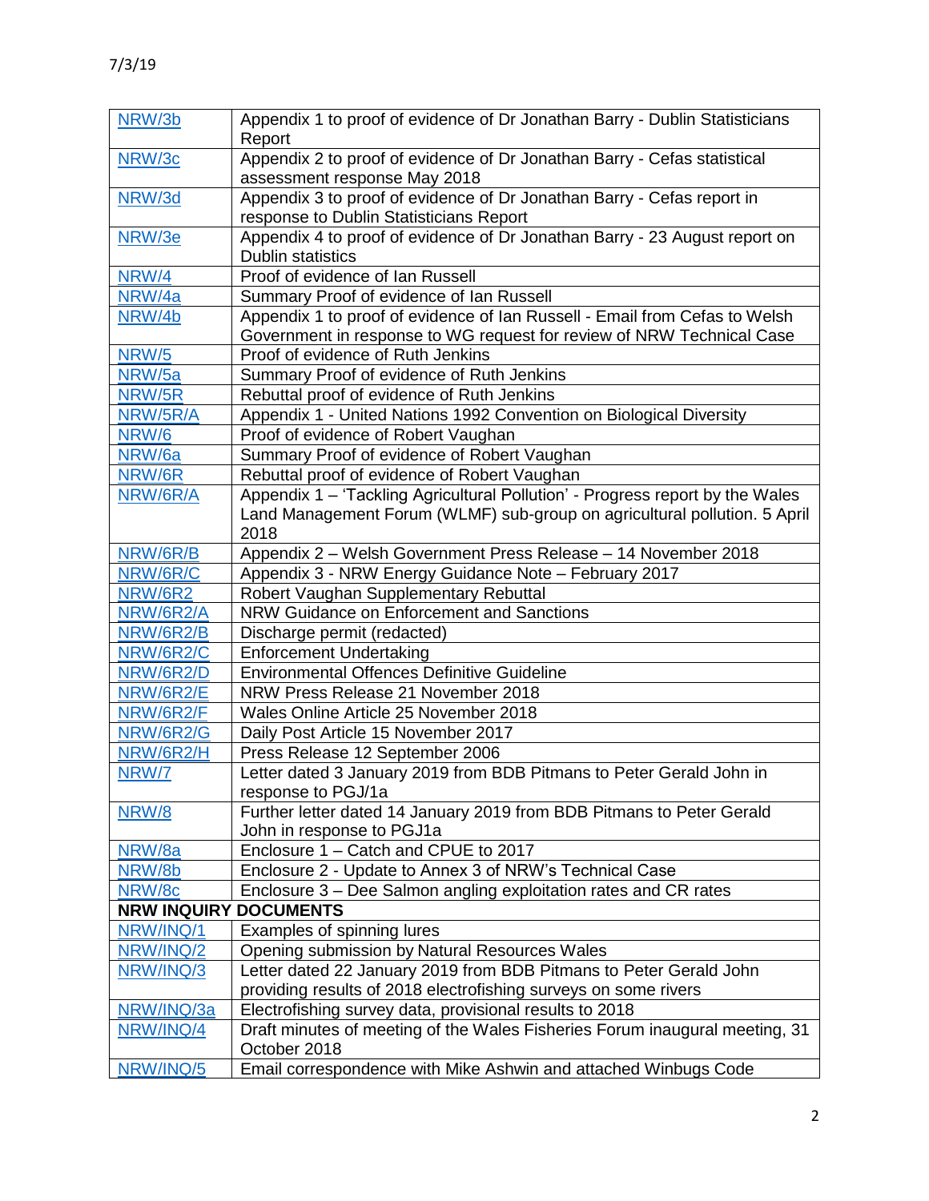| | |
|---|---|
| NRW/3b | Appendix 1 to proof of evidence of Dr Jonathan Barry - Dublin Statisticians Report |
| NRW/3c | Appendix 2 to proof of evidence of Dr Jonathan Barry - Cefas statistical assessment response May 2018 |
| NRW/3d | Appendix 3 to proof of evidence of Dr Jonathan Barry - Cefas report in response to Dublin Statisticians Report |
| NRW/3e | Appendix 4 to proof of evidence of Dr Jonathan Barry - 23 August report on Dublin statistics |
| NRW/4 | Proof of evidence of Ian Russell |
| NRW/4a | Summary Proof of evidence of Ian Russell |
| NRW/4b | Appendix 1 to proof of evidence of Ian Russell - Email from Cefas to Welsh Government in response to WG request for review of NRW Technical Case |
| NRW/5 | Proof of evidence of Ruth Jenkins |
| NRW/5a | Summary Proof of evidence of Ruth Jenkins |
| NRW/5R | Rebuttal proof of evidence of Ruth Jenkins |
| NRW/5R/A | Appendix 1 - United Nations 1992 Convention on Biological Diversity |
| NRW/6 | Proof of evidence of Robert Vaughan |
| NRW/6a | Summary Proof of evidence of Robert Vaughan |
| NRW/6R | Rebuttal proof of evidence of Robert Vaughan |
| NRW/6R/A | Appendix 1 – 'Tackling Agricultural Pollution' - Progress report by the Wales Land Management Forum (WLMF) sub-group on agricultural pollution. 5 April 2018 |
| NRW/6R/B | Appendix 2 – Welsh Government Press Release – 14 November 2018 |
| NRW/6R/C | Appendix 3 - NRW Energy Guidance Note – February 2017 |
| NRW/6R2 | Robert Vaughan Supplementary Rebuttal |
| NRW/6R2/A | NRW Guidance on Enforcement and Sanctions |
| NRW/6R2/B | Discharge permit (redacted) |
| NRW/6R2/C | Enforcement Undertaking |
| NRW/6R2/D | Environmental Offences Definitive Guideline |
| NRW/6R2/E | NRW Press Release 21 November 2018 |
| NRW/6R2/F | Wales Online Article 25 November 2018 |
| NRW/6R2/G | Daily Post Article 15 November 2017 |
| NRW/6R2/H | Press Release 12 September 2006 |
| NRW/7 | Letter dated 3 January 2019 from BDB Pitmans to Peter Gerald John in response to PGJ/1a |
| NRW/8 | Further letter dated 14 January 2019 from BDB Pitmans to Peter Gerald John in response to PGJ1a |
| NRW/8a | Enclosure 1 – Catch and CPUE to 2017 |
| NRW/8b | Enclosure 2 - Update to Annex 3 of NRW's Technical Case |
| NRW/8c | Enclosure 3 – Dee Salmon angling exploitation rates and CR rates |
| **NRW INQUIRY DOCUMENTS** | |
| NRW/INQ/1 | Examples of spinning lures |
| NRW/INQ/2 | Opening submission by Natural Resources Wales |
| NRW/INQ/3 | Letter dated 22 January 2019 from BDB Pitmans to Peter Gerald John providing results of 2018 electrofishing surveys on some rivers |
| NRW/INQ/3a | Electrofishing survey data, provisional results to 2018 |
| NRW/INQ/4 | Draft minutes of meeting of the Wales Fisheries Forum inaugural meeting, 31 October 2018 |
| NRW/INQ/5 | Email correspondence with Mike Ashwin and attached Winbugs Code |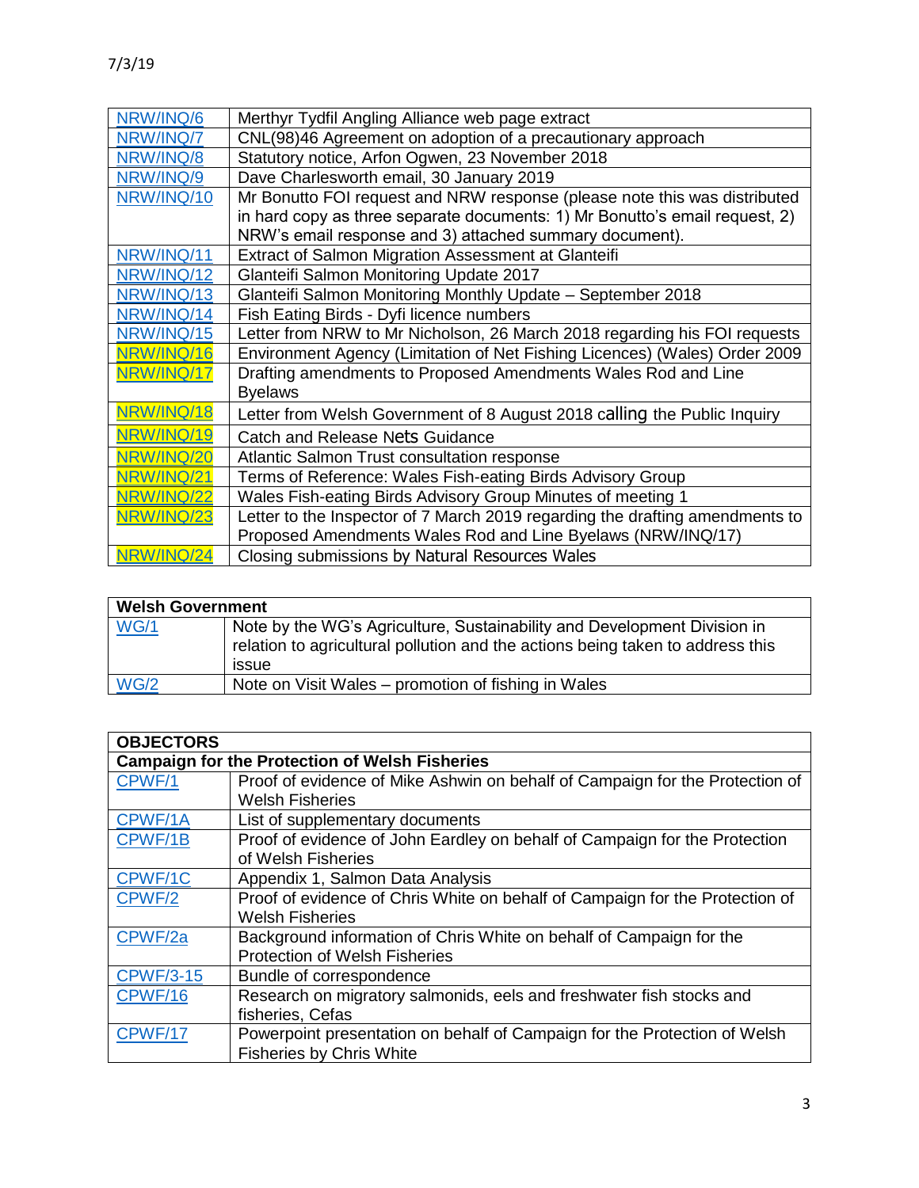| NRW/INQ/6 | Merthyr Tydfil Angling Alliance web page extract |
|---|---|
| NRW/INQ/7 | CNL(98)46 Agreement on adoption of a precautionary approach |
| NRW/INQ/8 | Statutory notice, Arfon Ogwen, 23 November 2018 |
| NRW/INQ/9 | Dave Charlesworth email, 30 January 2019 |
| NRW/INQ/10 | Mr Bonutto FOI request and NRW response (please note this was distributed in hard copy as three separate documents: 1) Mr Bonutto's email request, 2) NRW's email response and 3) attached summary document). |
| NRW/INQ/11 | Extract of Salmon Migration Assessment at Glanteifi |
| NRW/INQ/12 | Glanteifi Salmon Monitoring Update 2017 |
| NRW/INQ/13 | Glanteifi Salmon Monitoring Monthly Update – September 2018 |
| NRW/INQ/14 | Fish Eating Birds - Dyfi licence numbers |
| NRW/INQ/15 | Letter from NRW to Mr Nicholson, 26 March 2018 regarding his FOI requests |
| NRW/INQ/16 | Environment Agency (Limitation of Net Fishing Licences) (Wales) Order 2009 |
| NRW/INQ/17 | Drafting amendments to Proposed Amendments Wales Rod and Line Byelaws |
| NRW/INQ/18 | Letter from Welsh Government of 8 August 2018 calling the Public Inquiry |
| NRW/INQ/19 | Catch and Release Nets Guidance |
| NRW/INQ/20 | Atlantic Salmon Trust consultation response |
| NRW/INQ/21 | Terms of Reference: Wales Fish-eating Birds Advisory Group |
| NRW/INQ/22 | Wales Fish-eating Birds Advisory Group Minutes of meeting 1 |
| NRW/INQ/23 | Letter to the Inspector of 7 March 2019 regarding the drafting amendments to Proposed Amendments Wales Rod and Line Byelaws (NRW/INQ/17) |
| NRW/INQ/24 | Closing submissions by Natural Resources Wales |

| **Welsh Government** | |
|---|---|
| WG/1 | Note by the WG's Agriculture, Sustainability and Development Division in relation to agricultural pollution and the actions being taken to address this issue |
| WG/2 | Note on Visit Wales – promotion of fishing in Wales |

| **OBJECTORS** | |
|---|---|
| **Campaign for the Protection of Welsh Fisheries** | |
| CPWF/1 | Proof of evidence of Mike Ashwin on behalf of Campaign for the Protection of Welsh Fisheries |
| CPWF/1A | List of supplementary documents |
| CPWF/1B | Proof of evidence of John Eardley on behalf of Campaign for the Protection of Welsh Fisheries |
| CPWF/1C | Appendix 1, Salmon Data Analysis |
| CPWF/2 | Proof of evidence of Chris White on behalf of Campaign for the Protection of Welsh Fisheries |
| CPWF/2a | Background information of Chris White on behalf of Campaign for the Protection of Welsh Fisheries |
| CPWF/3-15 | Bundle of correspondence |
| CPWF/16 | Research on migratory salmonids, eels and freshwater fish stocks and fisheries, Cefas |
| CPWF/17 | Powerpoint presentation on behalf of Campaign for the Protection of Welsh Fisheries by Chris White |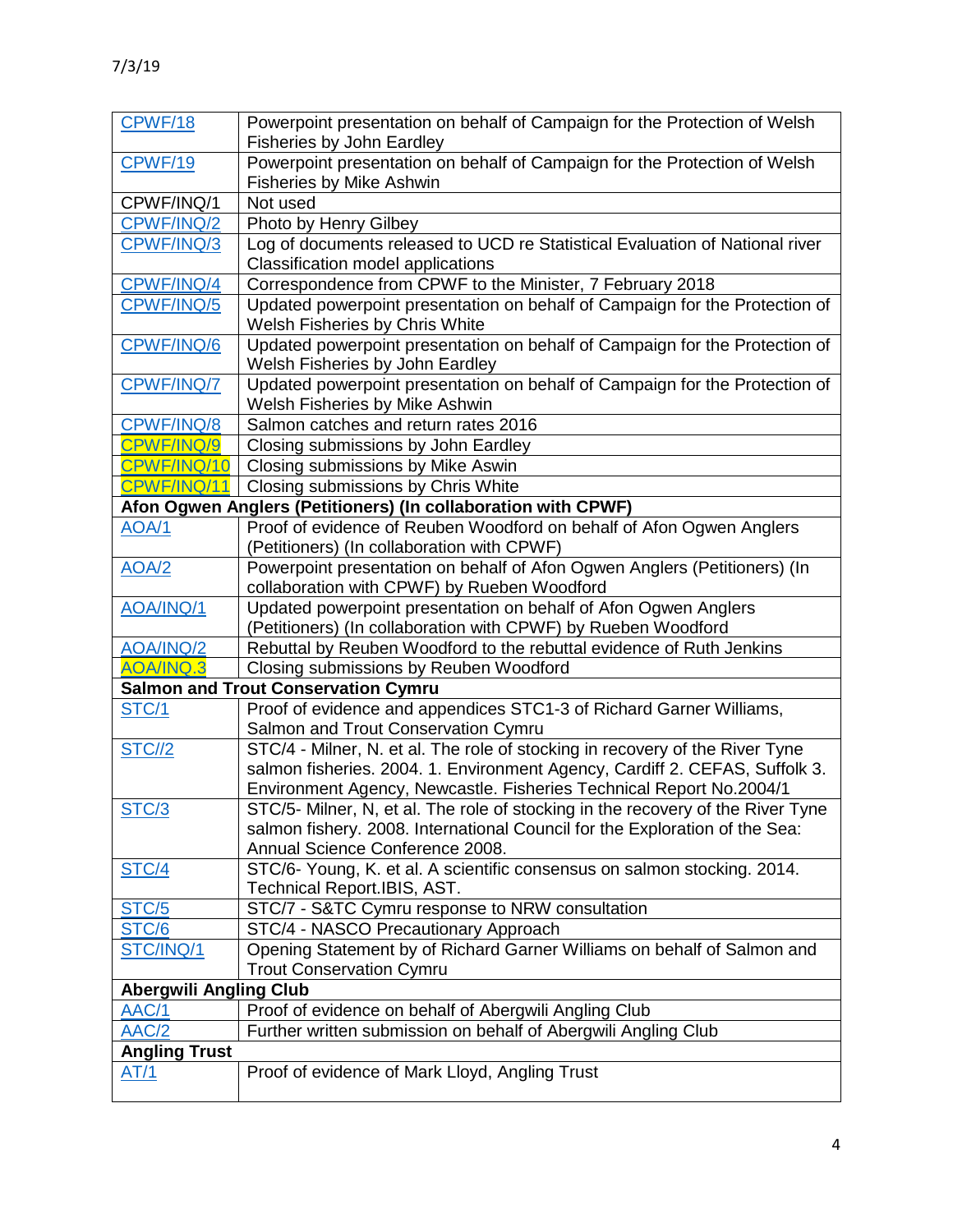7/3/19

| | |
|---|---|
| CPWF/18 | Powerpoint presentation on behalf of Campaign for the Protection of Welsh Fisheries by John Eardley |
| CPWF/19 | Powerpoint presentation on behalf of Campaign for the Protection of Welsh Fisheries by Mike Ashwin |
| CPWF/INQ/1 | Not used |
| CPWF/INQ/2 | Photo by Henry Gilbey |
| CPWF/INQ/3 | Log of documents released to UCD re Statistical Evaluation of National river Classification model applications |
| CPWF/INQ/4 | Correspondence from CPWF to the Minister, 7 February 2018 |
| CPWF/INQ/5 | Updated powerpoint presentation on behalf of Campaign for the Protection of Welsh Fisheries by Chris White |
| CPWF/INQ/6 | Updated powerpoint presentation on behalf of Campaign for the Protection of Welsh Fisheries by John Eardley |
| CPWF/INQ/7 | Updated powerpoint presentation on behalf of Campaign for the Protection of Welsh Fisheries by Mike Ashwin |
| CPWF/INQ/8 | Salmon catches and return rates 2016 |
| CPWF/INQ/9 | Closing submissions by John Eardley |
| CPWF/INQ/10 | Closing submissions by Mike Aswin |
| CPWF/INQ/11 | Closing submissions by Chris White |
| **Afon Ogwen Anglers (Petitioners) (In collaboration with CPWF)** | |
| AOA/1 | Proof of evidence of Reuben Woodford on behalf of Afon Ogwen Anglers (Petitioners) (In collaboration with CPWF) |
| AOA/2 | Powerpoint presentation on behalf of Afon Ogwen Anglers (Petitioners) (In collaboration with CPWF) by Rueben Woodford |
| AOA/INQ/1 | Updated powerpoint presentation on behalf of Afon Ogwen Anglers (Petitioners) (In collaboration with CPWF) by Rueben Woodford |
| AOA/INQ/2 | Rebuttal by Reuben Woodford to the rebuttal evidence of Ruth Jenkins |
| AOA/INQ.3 | Closing submissions by Reuben Woodford |
| **Salmon and Trout Conservation Cymru** | |
| STC/1 | Proof of evidence and appendices STC1-3 of Richard Garner Williams, Salmon and Trout Conservation Cymru |
| STC//2 | STC/4 - Milner, N. et al. The role of stocking in recovery of the River Tyne salmon fisheries. 2004. 1. Environment Agency, Cardiff 2. CEFAS, Suffolk 3. Environment Agency, Newcastle. Fisheries Technical Report No.2004/1 |
| STC/3 | STC/5- Milner, N, et al. The role of stocking in the recovery of the River Tyne salmon fishery. 2008. International Council for the Exploration of the Sea: Annual Science Conference 2008. |
| STC/4 | STC/6- Young, K. et al. A scientific consensus on salmon stocking. 2014. Technical Report.IBIS, AST. |
| STC/5 | STC/7 - S&TC Cymru response to NRW consultation |
| STC/6 | STC/4 - NASCO Precautionary Approach |
| STC/INQ/1 | Opening Statement by of Richard Garner Williams on behalf of Salmon and Trout Conservation Cymru |
| **Abergwili Angling Club** | |
| AAC/1 | Proof of evidence on behalf of Abergwili Angling Club |
| AAC/2 | Further written submission on behalf of Abergwili Angling Club |
| **Angling Trust** | |
| AT/1 | Proof of evidence of Mark Lloyd, Angling Trust |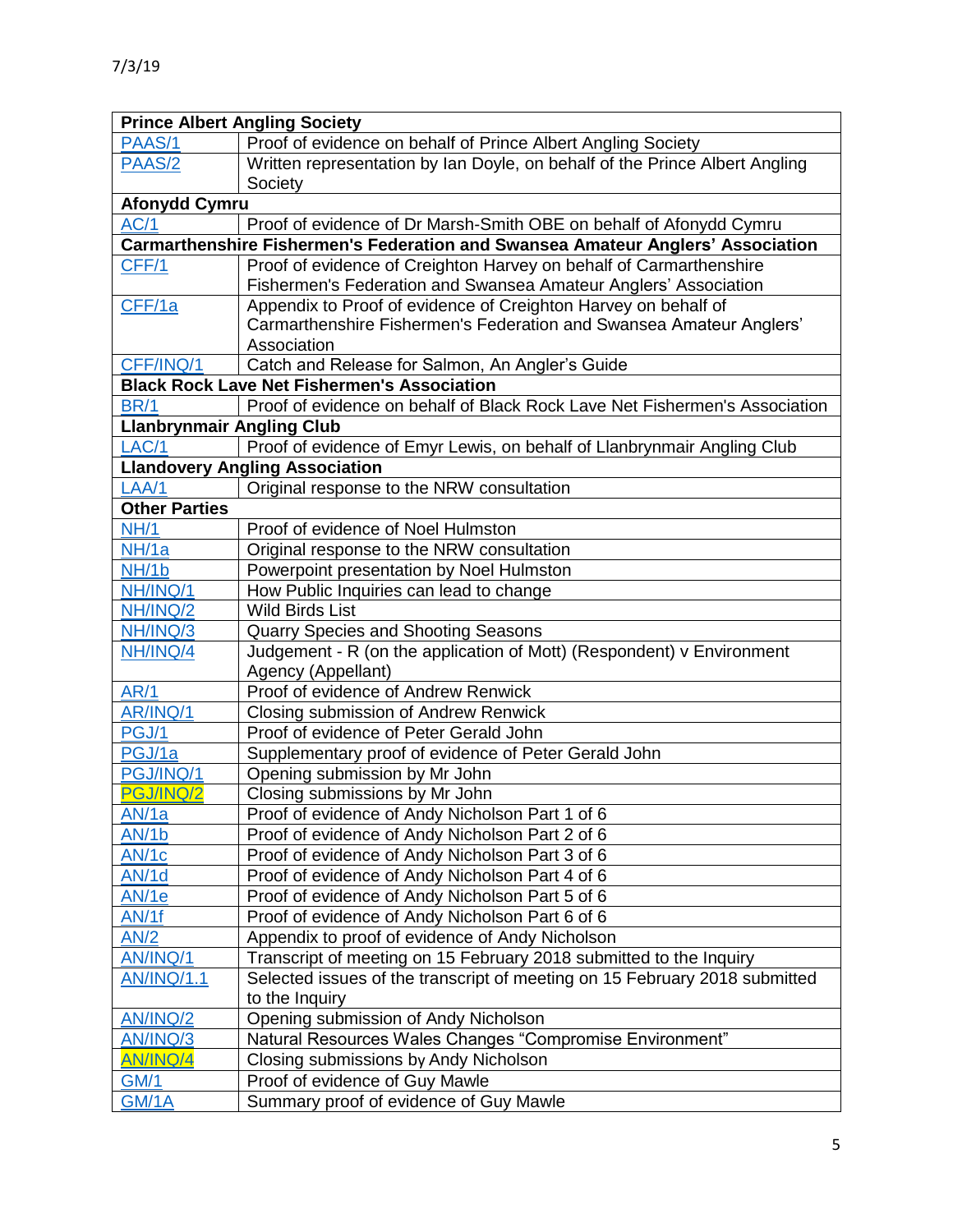7/3/19

| Prince Albert Angling Society | |
|---|---|
| PAAS/1 | Proof of evidence on behalf of Prince Albert Angling Society |
| PAAS/2 | Written representation by Ian Doyle, on behalf of the Prince Albert Angling Society |
| **Afonydd Cymru** | |
| AC/1 | Proof of evidence of Dr Marsh-Smith OBE on behalf of Afonydd Cymru |
| **Carmarthenshire Fishermen's Federation and Swansea Amateur Anglers' Association** | |
| CFF/1 | Proof of evidence of Creighton Harvey on behalf of Carmarthenshire Fishermen's Federation and Swansea Amateur Anglers' Association |
| CFF/1a | Appendix to Proof of evidence of Creighton Harvey on behalf of Carmarthenshire Fishermen's Federation and Swansea Amateur Anglers' Association |
| CFF/INQ/1 | Catch and Release for Salmon, An Angler's Guide |
| **Black Rock Lave Net Fishermen's Association** | |
| BR/1 | Proof of evidence on behalf of Black Rock Lave Net Fishermen's Association |
| **Llanbrynmair Angling Club** | |
| LAC/1 | Proof of evidence of Emyr Lewis, on behalf of Llanbrynmair Angling Club |
| **Llandovery Angling Association** | |
| LAA/1 | Original response to the NRW consultation |
| **Other Parties** | |
| NH/1 | Proof of evidence of Noel Hulmston |
| NH/1a | Original response to the NRW consultation |
| NH/1b | Powerpoint presentation by Noel Hulmston |
| NH/INQ/1 | How Public Inquiries can lead to change |
| NH/INQ/2 | Wild Birds List |
| NH/INQ/3 | Quarry Species and Shooting Seasons |
| NH/INQ/4 | Judgement - R (on the application of Mott) (Respondent) v Environment Agency (Appellant) |
| AR/1 | Proof of evidence of Andrew Renwick |
| AR/INQ/1 | Closing submission of Andrew Renwick |
| PGJ/1 | Proof of evidence of Peter Gerald John |
| PGJ/1a | Supplementary proof of evidence of Peter Gerald John |
| PGJ/INQ/1 | Opening submission by Mr John |
| PGJ/INQ/2 | Closing submissions by Mr John |
| AN/1a | Proof of evidence of Andy Nicholson Part 1 of 6 |
| AN/1b | Proof of evidence of Andy Nicholson Part 2 of 6 |
| AN/1c | Proof of evidence of Andy Nicholson Part 3 of 6 |
| AN/1d | Proof of evidence of Andy Nicholson Part 4 of 6 |
| AN/1e | Proof of evidence of Andy Nicholson Part 5 of 6 |
| AN/1f | Proof of evidence of Andy Nicholson Part 6 of 6 |
| AN/2 | Appendix to proof of evidence of Andy Nicholson |
| AN/INQ/1 | Transcript of meeting on 15 February 2018 submitted to the Inquiry |
| AN/INQ/1.1 | Selected issues of the transcript of meeting on 15 February 2018 submitted to the Inquiry |
| AN/INQ/2 | Opening submission of Andy Nicholson |
| AN/INQ/3 | Natural Resources Wales Changes "Compromise Environment" |
| AN/INQ/4 | Closing submissions by Andy Nicholson |
| GM/1 | Proof of evidence of Guy Mawle |
| GM/1A | Summary proof of evidence of Guy Mawle |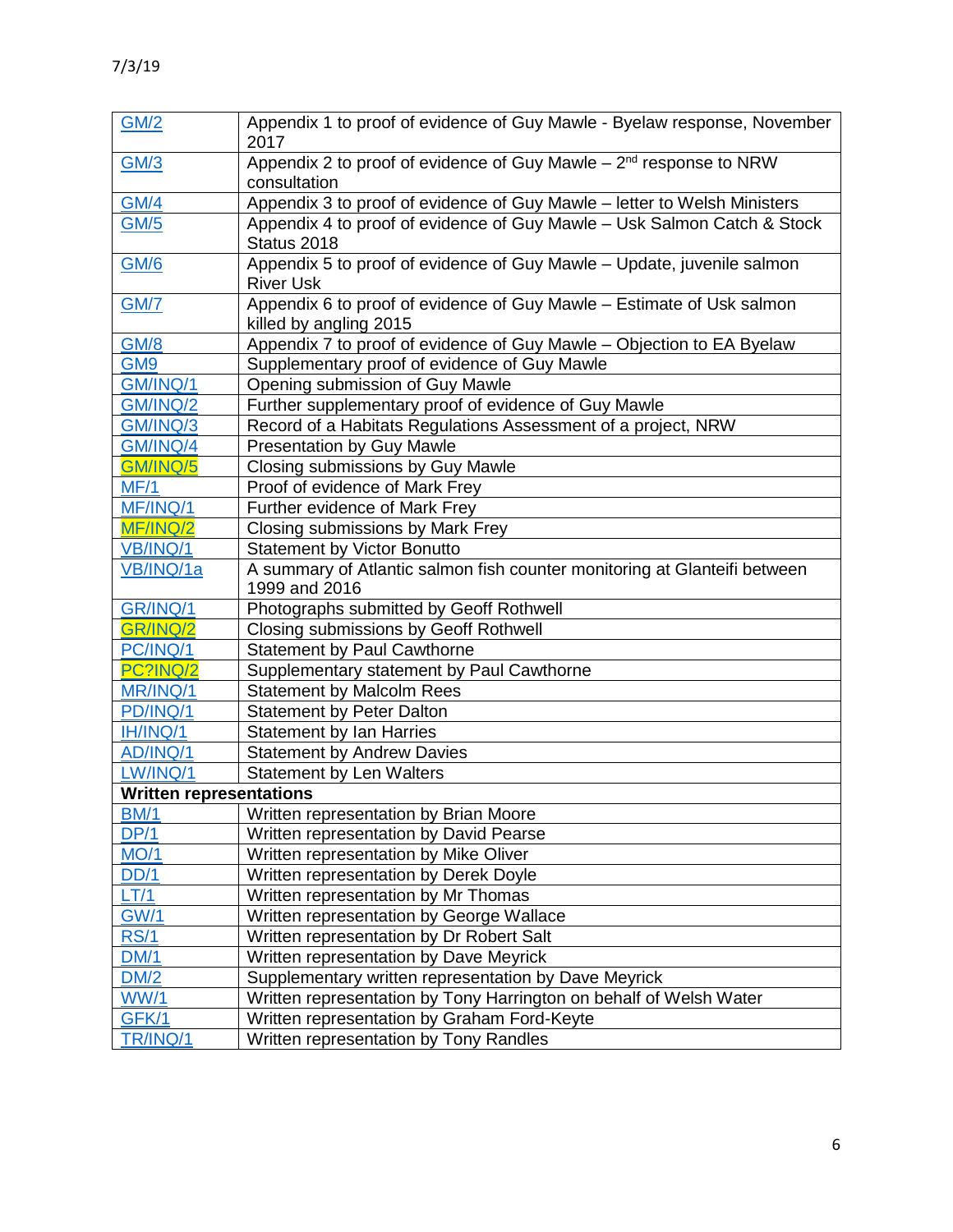| | |
|---|---|
| GM/2 | Appendix 1 to proof of evidence of Guy Mawle - Byelaw response, November 2017 |
| GM/3 | Appendix 2 to proof of evidence of Guy Mawle – 2nd response to NRW consultation |
| GM/4 | Appendix 3 to proof of evidence of Guy Mawle – letter to Welsh Ministers |
| GM/5 | Appendix 4 to proof of evidence of Guy Mawle – Usk Salmon Catch & Stock Status 2018 |
| GM/6 | Appendix 5 to proof of evidence of Guy Mawle – Update, juvenile salmon River Usk |
| GM/7 | Appendix 6 to proof of evidence of Guy Mawle – Estimate of Usk salmon killed by angling 2015 |
| GM/8 | Appendix 7 to proof of evidence of Guy Mawle – Objection to EA Byelaw |
| GM9 | Supplementary proof of evidence of Guy Mawle |
| GM/INQ/1 | Opening submission of Guy Mawle |
| GM/INQ/2 | Further supplementary proof of evidence of Guy Mawle |
| GM/INQ/3 | Record of a Habitats Regulations Assessment of a project, NRW |
| GM/INQ/4 | Presentation by Guy Mawle |
| GM/INQ/5 | Closing submissions by Guy Mawle |
| MF/1 | Proof of evidence of Mark Frey |
| MF/INQ/1 | Further evidence of Mark Frey |
| MF/INQ/2 | Closing submissions by Mark Frey |
| VB/INQ/1 | Statement by Victor Bonutto |
| VB/INQ/1a | A summary of Atlantic salmon fish counter monitoring at Glanteifi between 1999 and 2016 |
| GR/INQ/1 | Photographs submitted by Geoff Rothwell |
| GR/INQ/2 | Closing submissions by Geoff Rothwell |
| PC/INQ/1 | Statement by Paul Cawthorne |
| PC?INQ/2 | Supplementary statement by Paul Cawthorne |
| MR/INQ/1 | Statement by Malcolm Rees |
| PD/INQ/1 | Statement by Peter Dalton |
| IH/INQ/1 | Statement by Ian Harries |
| AD/INQ/1 | Statement by Andrew Davies |
| LW/INQ/1 | Statement by Len Walters |
| **Written representations** | |
| BM/1 | Written representation by Brian Moore |
| DP/1 | Written representation by David Pearse |
| MO/1 | Written representation by Mike Oliver |
| DD/1 | Written representation by Derek Doyle |
| LT/1 | Written representation by Mr Thomas |
| GW/1 | Written representation by George Wallace |
| RS/1 | Written representation by Dr Robert Salt |
| DM/1 | Written representation by Dave Meyrick |
| DM/2 | Supplementary written representation by Dave Meyrick |
| WW/1 | Written representation by Tony Harrington on behalf of Welsh Water |
| GFK/1 | Written representation by Graham Ford-Keyte |
| TR/INQ/1 | Written representation by Tony Randles |